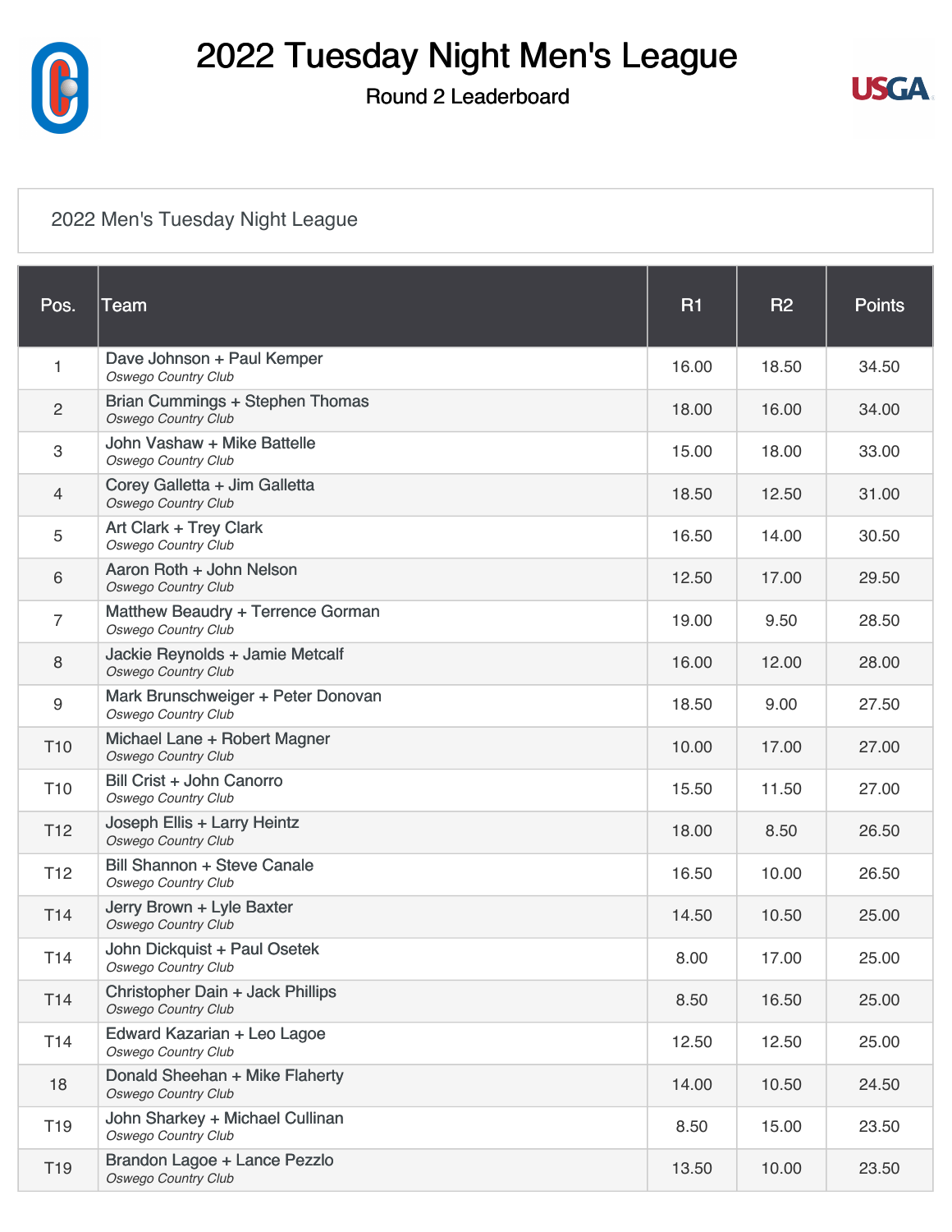# 2022 Tuesday Night Men's League

## Round 2 Leaderboard

2022 Men's Tuesday Night League

| Pos. | Team | R1 | R2 | Points |
|---|---|---|---|---|
| 1 | Dave Johnson + Paul Kemper<br>*Oswego Country Club* | 16.00 | 18.50 | 34.50 |
| 2 | Brian Cummings + Stephen Thomas<br>*Oswego Country Club* | 18.00 | 16.00 | 34.00 |
| 3 | John Vashaw + Mike Battelle<br>*Oswego Country Club* | 15.00 | 18.00 | 33.00 |
| 4 | Corey Galletta + Jim Galletta<br>*Oswego Country Club* | 18.50 | 12.50 | 31.00 |
| 5 | Art Clark + Trey Clark<br>*Oswego Country Club* | 16.50 | 14.00 | 30.50 |
| 6 | Aaron Roth + John Nelson<br>*Oswego Country Club* | 12.50 | 17.00 | 29.50 |
| 7 | Matthew Beaudry + Terrence Gorman<br>*Oswego Country Club* | 19.00 | 9.50 | 28.50 |
| 8 | Jackie Reynolds + Jamie Metcalf<br>*Oswego Country Club* | 16.00 | 12.00 | 28.00 |
| 9 | Mark Brunschweiger + Peter Donovan<br>*Oswego Country Club* | 18.50 | 9.00 | 27.50 |
| T10 | Michael Lane + Robert Magner<br>*Oswego Country Club* | 10.00 | 17.00 | 27.00 |
| T10 | Bill Crist + John Canorro<br>*Oswego Country Club* | 15.50 | 11.50 | 27.00 |
| T12 | Joseph Ellis + Larry Heintz<br>*Oswego Country Club* | 18.00 | 8.50 | 26.50 |
| T12 | Bill Shannon + Steve Canale<br>*Oswego Country Club* | 16.50 | 10.00 | 26.50 |
| T14 | Jerry Brown + Lyle Baxter<br>*Oswego Country Club* | 14.50 | 10.50 | 25.00 |
| T14 | John Dickquist + Paul Osetek<br>*Oswego Country Club* | 8.00 | 17.00 | 25.00 |
| T14 | Christopher Dain + Jack Phillips<br>*Oswego Country Club* | 8.50 | 16.50 | 25.00 |
| T14 | Edward Kazarian + Leo Lagoe<br>*Oswego Country Club* | 12.50 | 12.50 | 25.00 |
| 18 | Donald Sheehan + Mike Flaherty<br>*Oswego Country Club* | 14.00 | 10.50 | 24.50 |
| T19 | John Sharkey + Michael Cullinan<br>*Oswego Country Club* | 8.50 | 15.00 | 23.50 |
| T19 | Brandon Lagoe + Lance Pezzlo<br>*Oswego Country Club* | 13.50 | 10.00 | 23.50 |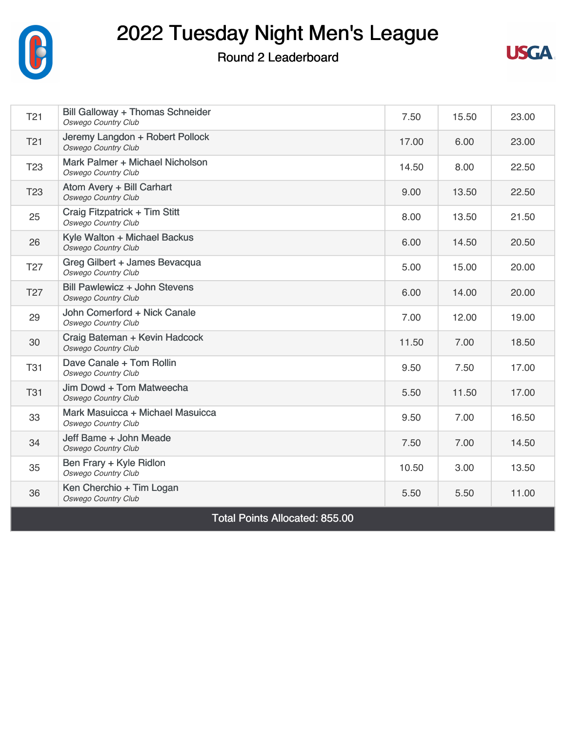# 2022 Tuesday Night Men's League

## Round 2 Leaderboard

| | | | | |
|---|---|---|---|---|
| T21 | Bill Galloway + Thomas Schneider<br>*Oswego Country Club* | 7.50 | 15.50 | 23.00 |
| T21 | Jeremy Langdon + Robert Pollock<br>*Oswego Country Club* | 17.00 | 6.00 | 23.00 |
| T23 | Mark Palmer + Michael Nicholson<br>*Oswego Country Club* | 14.50 | 8.00 | 22.50 |
| T23 | Atom Avery + Bill Carhart<br>*Oswego Country Club* | 9.00 | 13.50 | 22.50 |
| 25 | Craig Fitzpatrick + Tim Stitt<br>*Oswego Country Club* | 8.00 | 13.50 | 21.50 |
| 26 | Kyle Walton + Michael Backus<br>*Oswego Country Club* | 6.00 | 14.50 | 20.50 |
| T27 | Greg Gilbert + James Bevacqua<br>*Oswego Country Club* | 5.00 | 15.00 | 20.00 |
| T27 | Bill Pawlewicz + John Stevens<br>*Oswego Country Club* | 6.00 | 14.00 | 20.00 |
| 29 | John Comerford + Nick Canale<br>*Oswego Country Club* | 7.00 | 12.00 | 19.00 |
| 30 | Craig Bateman + Kevin Hadcock<br>*Oswego Country Club* | 11.50 | 7.00 | 18.50 |
| T31 | Dave Canale + Tom Rollin<br>*Oswego Country Club* | 9.50 | 7.50 | 17.00 |
| T31 | Jim Dowd + Tom Matweecha<br>*Oswego Country Club* | 5.50 | 11.50 | 17.00 |
| 33 | Mark Masuicca + Michael Masuicca<br>*Oswego Country Club* | 9.50 | 7.00 | 16.50 |
| 34 | Jeff Bame + John Meade<br>*Oswego Country Club* | 7.50 | 7.00 | 14.50 |
| 35 | Ben Frary + Kyle Ridlon<br>*Oswego Country Club* | 10.50 | 3.00 | 13.50 |
| 36 | Ken Cherchio + Tim Logan<br>*Oswego Country Club* | 5.50 | 5.50 | 11.00 |

Total Points Allocated: 855.00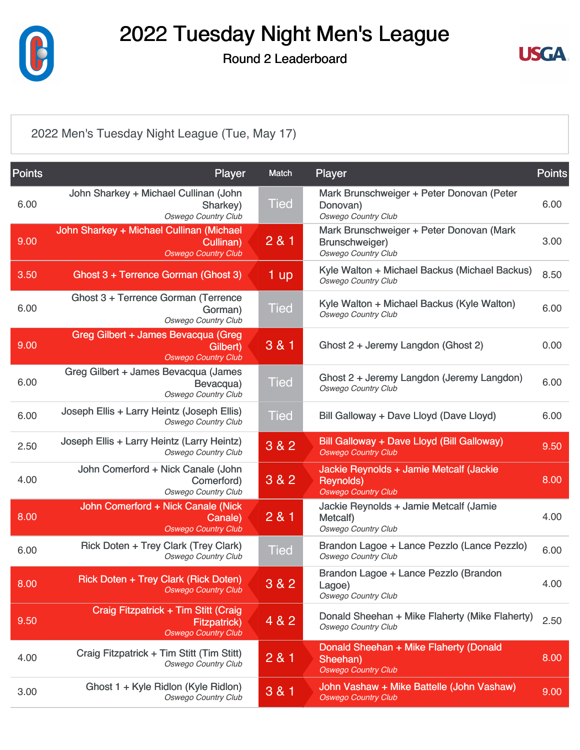# 2022 Tuesday Night Men's League

## Round 2 Leaderboard

2022 Men's Tuesday Night League (Tue, May 17)

| Points | Player | Match | Player | Points |
|---|---|---|---|---|
| 6.00 | John Sharkey + Michael Cullinan (John Sharkey) *Oswego Country Club* | Tied | Mark Brunschweiger + Peter Donovan (Peter Donovan) *Oswego Country Club* | 6.00 |
| 9.00 | John Sharkey + Michael Cullinan (Michael Cullinan) *Oswego Country Club* | 2 & 1 | Mark Brunschweiger + Peter Donovan (Mark Brunschweiger) *Oswego Country Club* | 3.00 |
| 3.50 | Ghost 3 + Terrence Gorman (Ghost 3) | 1 up | Kyle Walton + Michael Backus (Michael Backus) *Oswego Country Club* | 8.50 |
| 6.00 | Ghost 3 + Terrence Gorman (Terrence Gorman) *Oswego Country Club* | Tied | Kyle Walton + Michael Backus (Kyle Walton) *Oswego Country Club* | 6.00 |
| 9.00 | Greg Gilbert + James Bevacqua (Greg Gilbert) *Oswego Country Club* | 3 & 1 | Ghost 2 + Jeremy Langdon (Ghost 2) | 0.00 |
| 6.00 | Greg Gilbert + James Bevacqua (James Bevacqua) *Oswego Country Club* | Tied | Ghost 2 + Jeremy Langdon (Jeremy Langdon) *Oswego Country Club* | 6.00 |
| 6.00 | Joseph Ellis + Larry Heintz (Joseph Ellis) *Oswego Country Club* | Tied | Bill Galloway + Dave Lloyd (Dave Lloyd) | 6.00 |
| 2.50 | Joseph Ellis + Larry Heintz (Larry Heintz) *Oswego Country Club* | 3 & 2 | Bill Galloway + Dave Lloyd (Bill Galloway) *Oswego Country Club* | 9.50 |
| 4.00 | John Comerford + Nick Canale (John Comerford) *Oswego Country Club* | 3 & 2 | Jackie Reynolds + Jamie Metcalf (Jackie Reynolds) *Oswego Country Club* | 8.00 |
| 8.00 | John Comerford + Nick Canale (Nick Canale) *Oswego Country Club* | 2 & 1 | Jackie Reynolds + Jamie Metcalf (Jamie Metcalf) *Oswego Country Club* | 4.00 |
| 6.00 | Rick Doten + Trey Clark (Trey Clark) *Oswego Country Club* | Tied | Brandon Lagoe + Lance Pezzlo (Lance Pezzlo) *Oswego Country Club* | 6.00 |
| 8.00 | Rick Doten + Trey Clark (Rick Doten) *Oswego Country Club* | 3 & 2 | Brandon Lagoe + Lance Pezzlo (Brandon Lagoe) *Oswego Country Club* | 4.00 |
| 9.50 | Craig Fitzpatrick + Tim Stitt (Craig Fitzpatrick) *Oswego Country Club* | 4 & 2 | Donald Sheehan + Mike Flaherty (Mike Flaherty) *Oswego Country Club* | 2.50 |
| 4.00 | Craig Fitzpatrick + Tim Stitt (Tim Stitt) *Oswego Country Club* | 2 & 1 | Donald Sheehan + Mike Flaherty (Donald Sheehan) *Oswego Country Club* | 8.00 |
| 3.00 | Ghost 1 + Kyle Ridlon (Kyle Ridlon) *Oswego Country Club* | 3 & 1 | John Vashaw + Mike Battelle (John Vashaw) *Oswego Country Club* | 9.00 |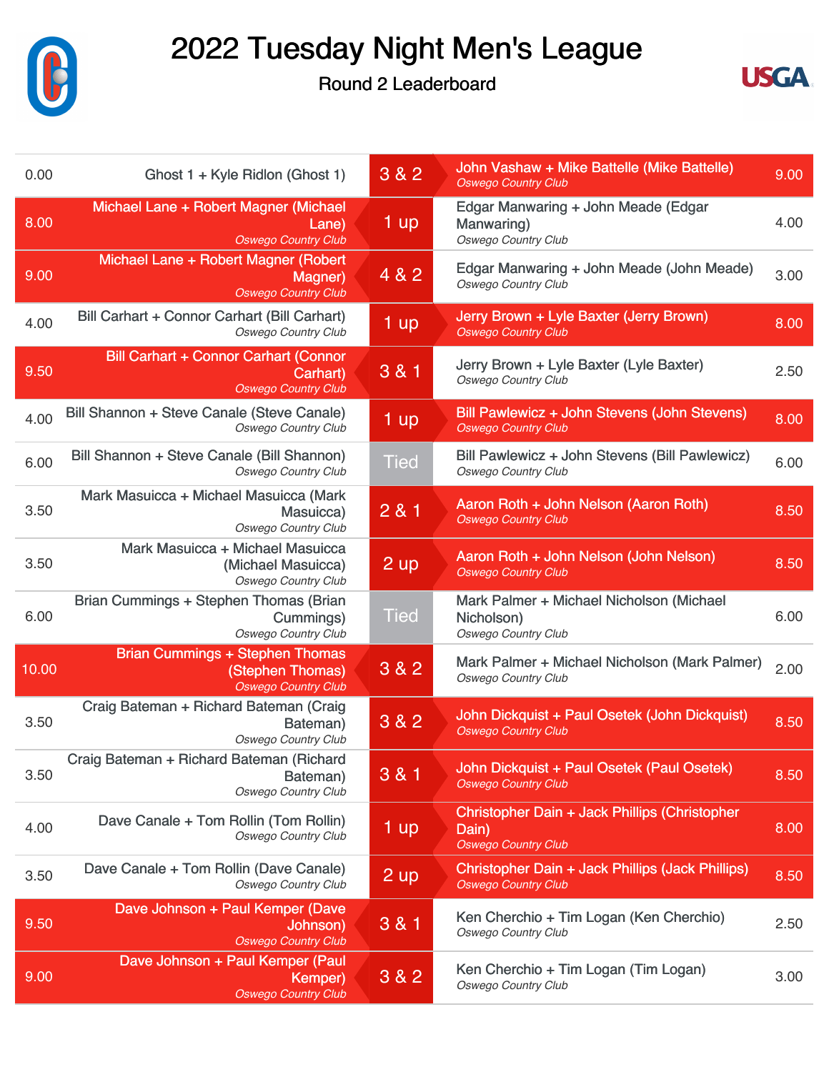# 2022 Tuesday Night Men's League

## Round 2 Leaderboard

| Points | Team (Player) | Result | Team (Player) | Points |
|---|---|---|---|---|
| 0.00 | Ghost 1 + Kyle Ridlon (Ghost 1) | 3 & 2 | John Vashaw + Mike Battelle (Mike Battelle)<br>*Oswego Country Club* | 9.00 |
| 8.00 | Michael Lane + Robert Magner (Michael Lane)<br>*Oswego Country Club* | 1 up | Edgar Manwaring + John Meade (Edgar Manwaring)<br>*Oswego Country Club* | 4.00 |
| 9.00 | Michael Lane + Robert Magner (Robert Magner)<br>*Oswego Country Club* | 4 & 2 | Edgar Manwaring + John Meade (John Meade)<br>*Oswego Country Club* | 3.00 |
| 4.00 | Bill Carhart + Connor Carhart (Bill Carhart)<br>*Oswego Country Club* | 1 up | Jerry Brown + Lyle Baxter (Jerry Brown)<br>*Oswego Country Club* | 8.00 |
| 9.50 | Bill Carhart + Connor Carhart (Connor Carhart)<br>*Oswego Country Club* | 3 & 1 | Jerry Brown + Lyle Baxter (Lyle Baxter)<br>*Oswego Country Club* | 2.50 |
| 4.00 | Bill Shannon + Steve Canale (Steve Canale)<br>*Oswego Country Club* | 1 up | Bill Pawlewicz + John Stevens (John Stevens)<br>*Oswego Country Club* | 8.00 |
| 6.00 | Bill Shannon + Steve Canale (Bill Shannon)<br>*Oswego Country Club* | Tied | Bill Pawlewicz + John Stevens (Bill Pawlewicz)<br>*Oswego Country Club* | 6.00 |
| 3.50 | Mark Masuicca + Michael Masuicca (Mark Masuicca)<br>*Oswego Country Club* | 2 & 1 | Aaron Roth + John Nelson (Aaron Roth)<br>*Oswego Country Club* | 8.50 |
| 3.50 | Mark Masuicca + Michael Masuicca (Michael Masuicca)<br>*Oswego Country Club* | 2 up | Aaron Roth + John Nelson (John Nelson)<br>*Oswego Country Club* | 8.50 |
| 6.00 | Brian Cummings + Stephen Thomas (Brian Cummings)<br>*Oswego Country Club* | Tied | Mark Palmer + Michael Nicholson (Michael Nicholson)<br>*Oswego Country Club* | 6.00 |
| 10.00 | Brian Cummings + Stephen Thomas (Stephen Thomas)<br>*Oswego Country Club* | 3 & 2 | Mark Palmer + Michael Nicholson (Mark Palmer)<br>*Oswego Country Club* | 2.00 |
| 3.50 | Craig Bateman + Richard Bateman (Craig Bateman)<br>*Oswego Country Club* | 3 & 2 | John Dickquist + Paul Osetek (John Dickquist)<br>*Oswego Country Club* | 8.50 |
| 3.50 | Craig Bateman + Richard Bateman (Richard Bateman)<br>*Oswego Country Club* | 3 & 1 | John Dickquist + Paul Osetek (Paul Osetek)<br>*Oswego Country Club* | 8.50 |
| 4.00 | Dave Canale + Tom Rollin (Tom Rollin)<br>*Oswego Country Club* | 1 up | Christopher Dain + Jack Phillips (Christopher Dain)<br>*Oswego Country Club* | 8.00 |
| 3.50 | Dave Canale + Tom Rollin (Dave Canale)<br>*Oswego Country Club* | 2 up | Christopher Dain + Jack Phillips (Jack Phillips)<br>*Oswego Country Club* | 8.50 |
| 9.50 | Dave Johnson + Paul Kemper (Dave Johnson)<br>*Oswego Country Club* | 3 & 1 | Ken Cherchio + Tim Logan (Ken Cherchio)<br>*Oswego Country Club* | 2.50 |
| 9.00 | Dave Johnson + Paul Kemper (Paul Kemper)<br>*Oswego Country Club* | 3 & 2 | Ken Cherchio + Tim Logan (Tim Logan)<br>*Oswego Country Club* | 3.00 |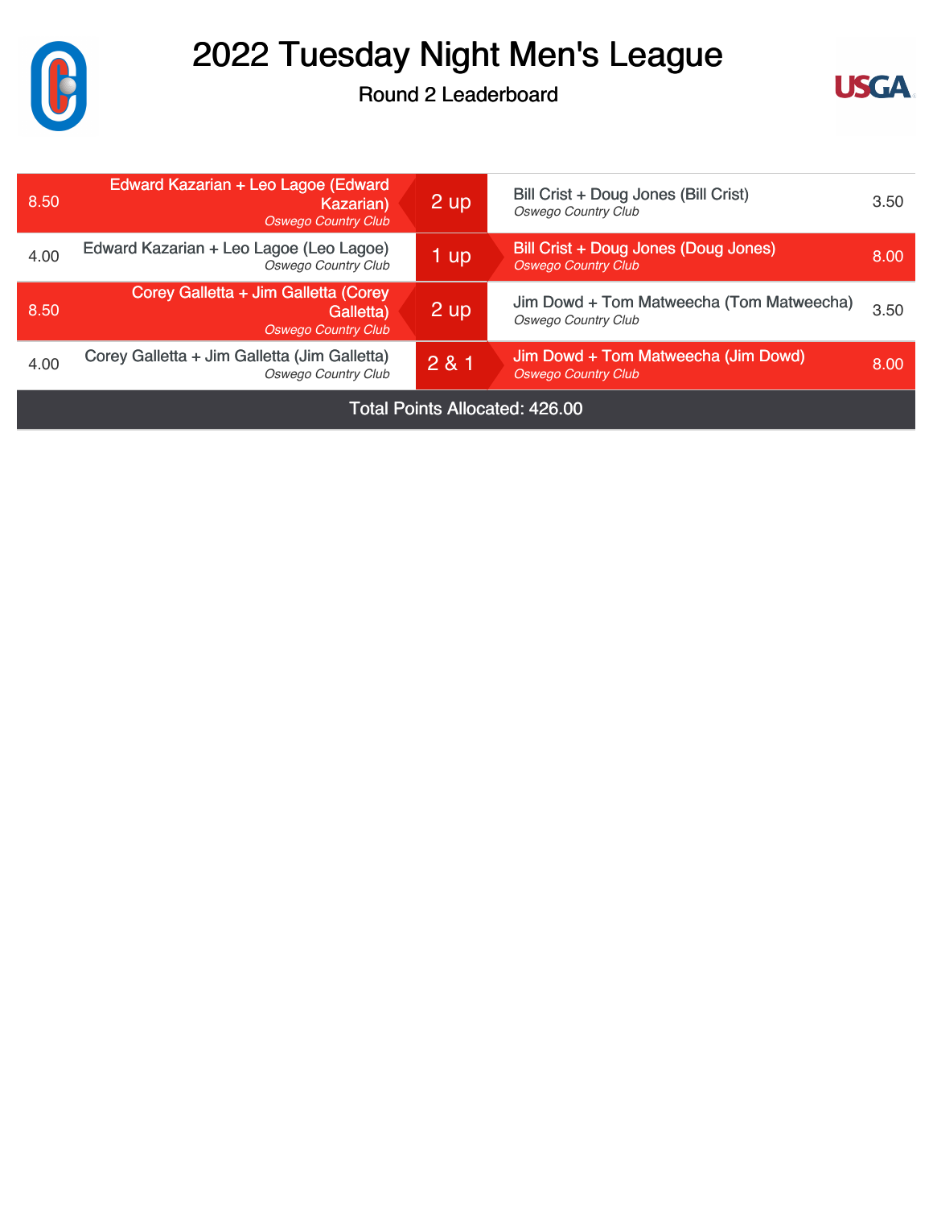# 2022 Tuesday Night Men's League

## Round 2 Leaderboard

| | | | | |
|---|---|---|---|---|
| 8.50 | Edward Kazarian + Leo Lagoe (Edward Kazarian) *Oswego Country Club* | 2 up | Bill Crist + Doug Jones (Bill Crist) *Oswego Country Club* | 3.50 |
| 4.00 | Edward Kazarian + Leo Lagoe (Leo Lagoe) *Oswego Country Club* | 1 up | Bill Crist + Doug Jones (Doug Jones) *Oswego Country Club* | 8.00 |
| 8.50 | Corey Galletta + Jim Galletta (Corey Galletta) *Oswego Country Club* | 2 up | Jim Dowd + Tom Matweecha (Tom Matweecha) *Oswego Country Club* | 3.50 |
| 4.00 | Corey Galletta + Jim Galletta (Jim Galletta) *Oswego Country Club* | 2 & 1 | Jim Dowd + Tom Matweecha (Jim Dowd) *Oswego Country Club* | 8.00 |

Total Points Allocated: 426.00